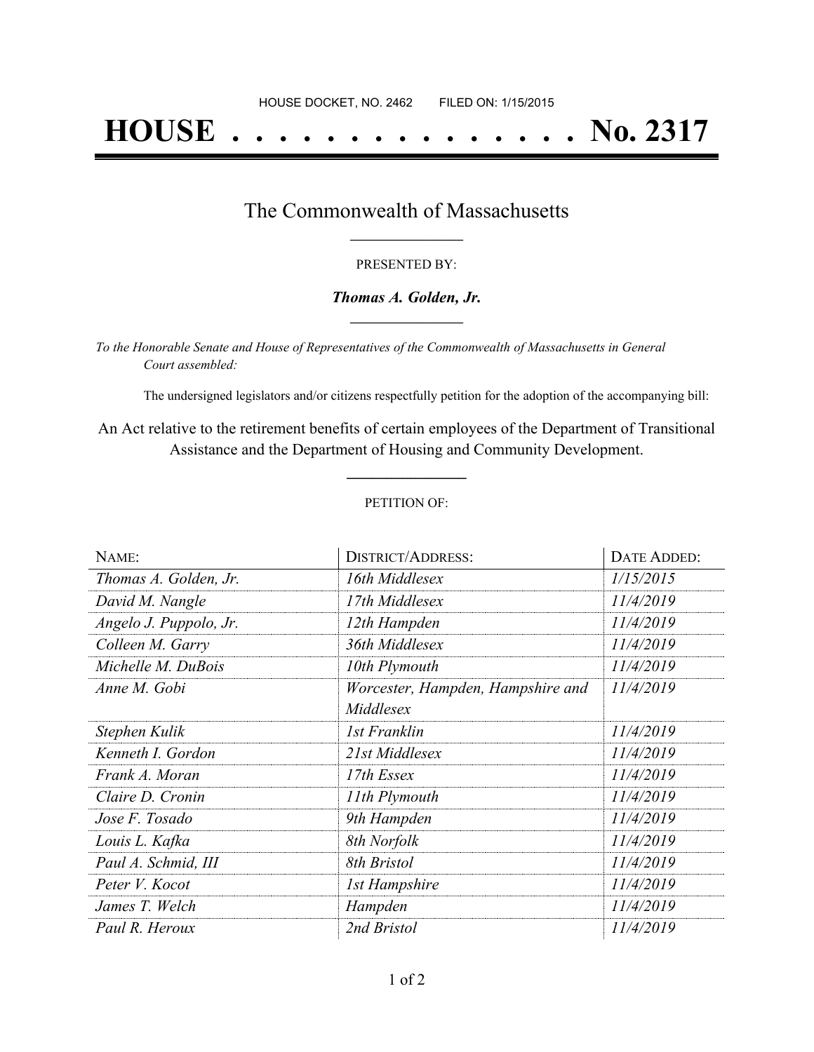HOUSE DOCKET, NO. 2462 FILED ON: 1/15/2015

# HOUSE . . . . . . . . . . . . . . . No. 2317

## The Commonwealth of Massachusetts

PRESENTED BY:

***Thomas A. Golden, Jr.***

*To the Honorable Senate and House of Representatives of the Commonwealth of Massachusetts in General Court assembled:*

The undersigned legislators and/or citizens respectfully petition for the adoption of the accompanying bill:

An Act relative to the retirement benefits of certain employees of the Department of Transitional Assistance and the Department of Housing and Community Development.

PETITION OF:

| NAME: | DISTRICT/ADDRESS: | DATE ADDED: |
| --- | --- | --- |
| *Thomas A. Golden, Jr.* | *16th Middlesex* | *1/15/2015* |
| *David M. Nangle* | *17th Middlesex* | *11/4/2019* |
| *Angelo J. Puppolo, Jr.* | *12th Hampden* | *11/4/2019* |
| *Colleen M. Garry* | *36th Middlesex* | *11/4/2019* |
| *Michelle M. DuBois* | *10th Plymouth* | *11/4/2019* |
| *Anne M. Gobi* | *Worcester, Hampden, Hampshire and Middlesex* | *11/4/2019* |
| *Stephen Kulik* | *1st Franklin* | *11/4/2019* |
| *Kenneth I. Gordon* | *21st Middlesex* | *11/4/2019* |
| *Frank A. Moran* | *17th Essex* | *11/4/2019* |
| *Claire D. Cronin* | *11th Plymouth* | *11/4/2019* |
| *Jose F. Tosado* | *9th Hampden* | *11/4/2019* |
| *Louis L. Kafka* | *8th Norfolk* | *11/4/2019* |
| *Paul A. Schmid, III* | *8th Bristol* | *11/4/2019* |
| *Peter V. Kocot* | *1st Hampshire* | *11/4/2019* |
| *James T. Welch* | *Hampden* | *11/4/2019* |
| *Paul R. Heroux* | *2nd Bristol* | *11/4/2019* |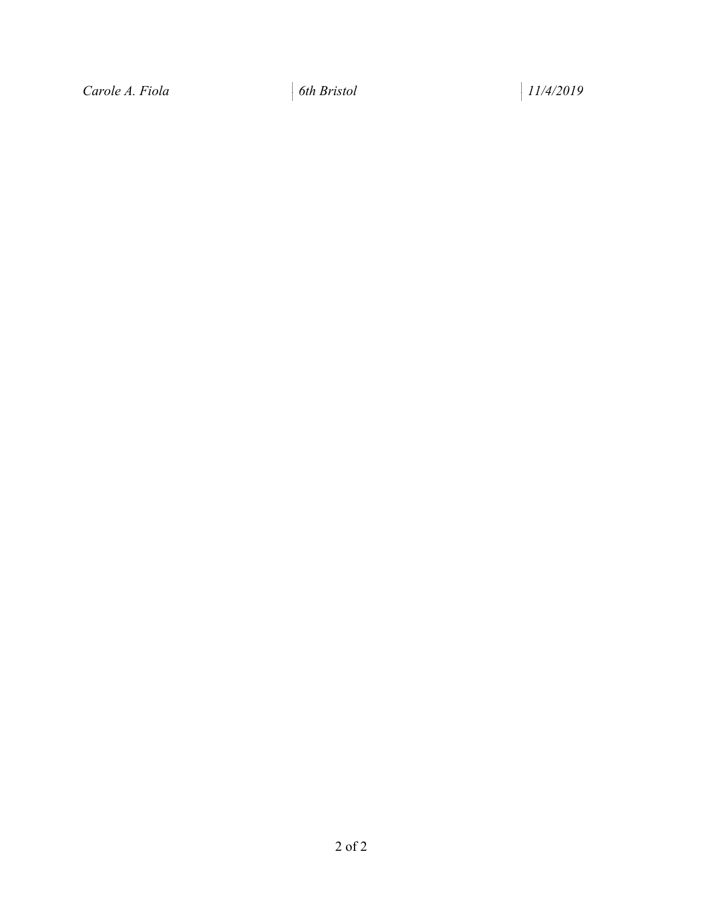| *Carole A. Fiola* | *6th Bristol* | *11/4/2019* |
|---|---|---|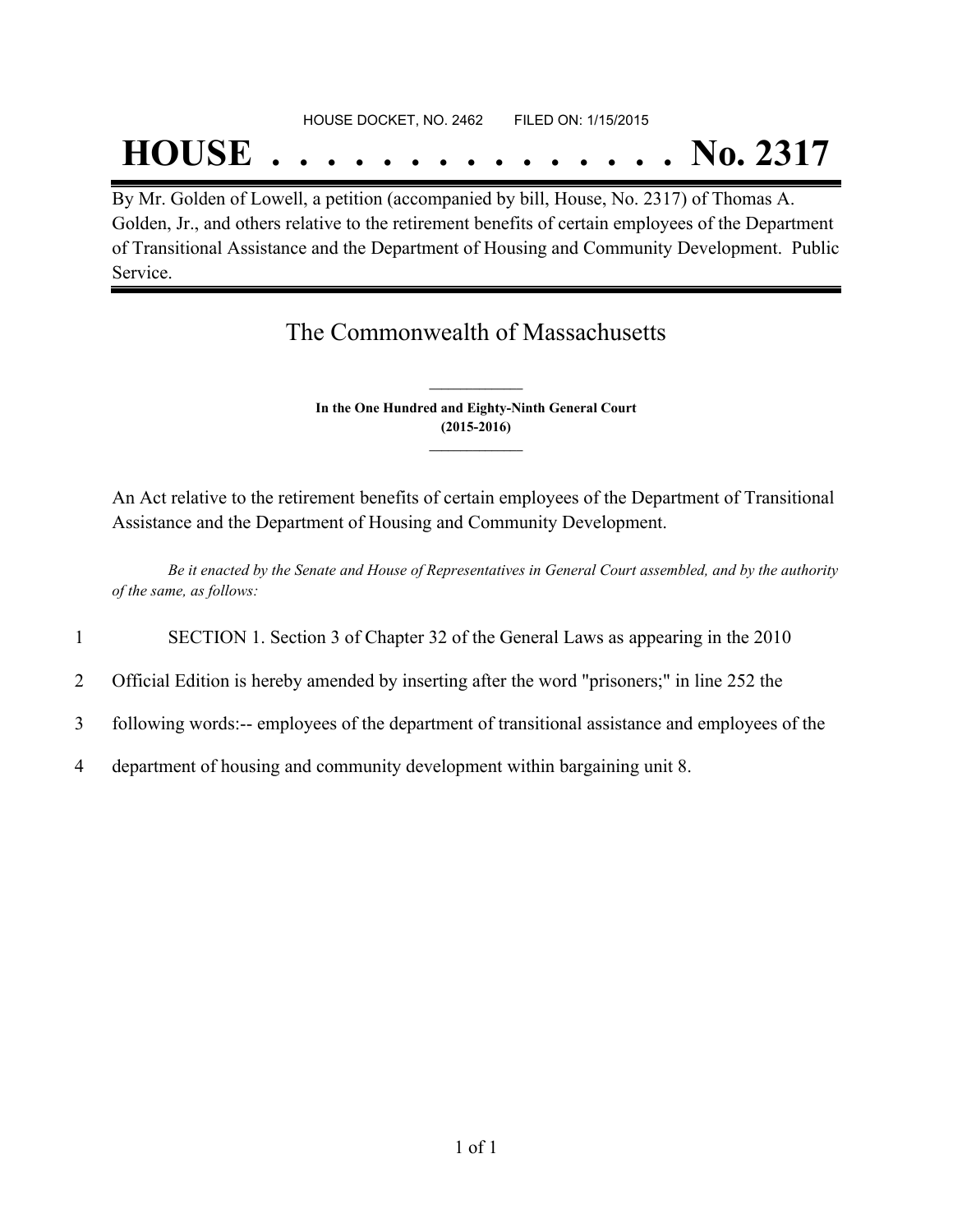HOUSE DOCKET, NO. 2462 FILED ON: 1/15/2015

# HOUSE . . . . . . . . . . . . . . . No. 2317

By Mr. Golden of Lowell, a petition (accompanied by bill, House, No. 2317) of Thomas A. Golden, Jr., and others relative to the retirement benefits of certain employees of the Department of Transitional Assistance and the Department of Housing and Community Development. Public Service.

## The Commonwealth of Massachusetts

**In the One Hundred and Eighty-Ninth General Court**
**(2015-2016)**

An Act relative to the retirement benefits of certain employees of the Department of Transitional Assistance and the Department of Housing and Community Development.

*Be it enacted by the Senate and House of Representatives in General Court assembled, and by the authority of the same, as follows:*

1 SECTION 1. Section 3 of Chapter 32 of the General Laws as appearing in the 2010

2 Official Edition is hereby amended by inserting after the word "prisoners;" in line 252 the

3 following words:-- employees of the department of transitional assistance and employees of the

4 department of housing and community development within bargaining unit 8.